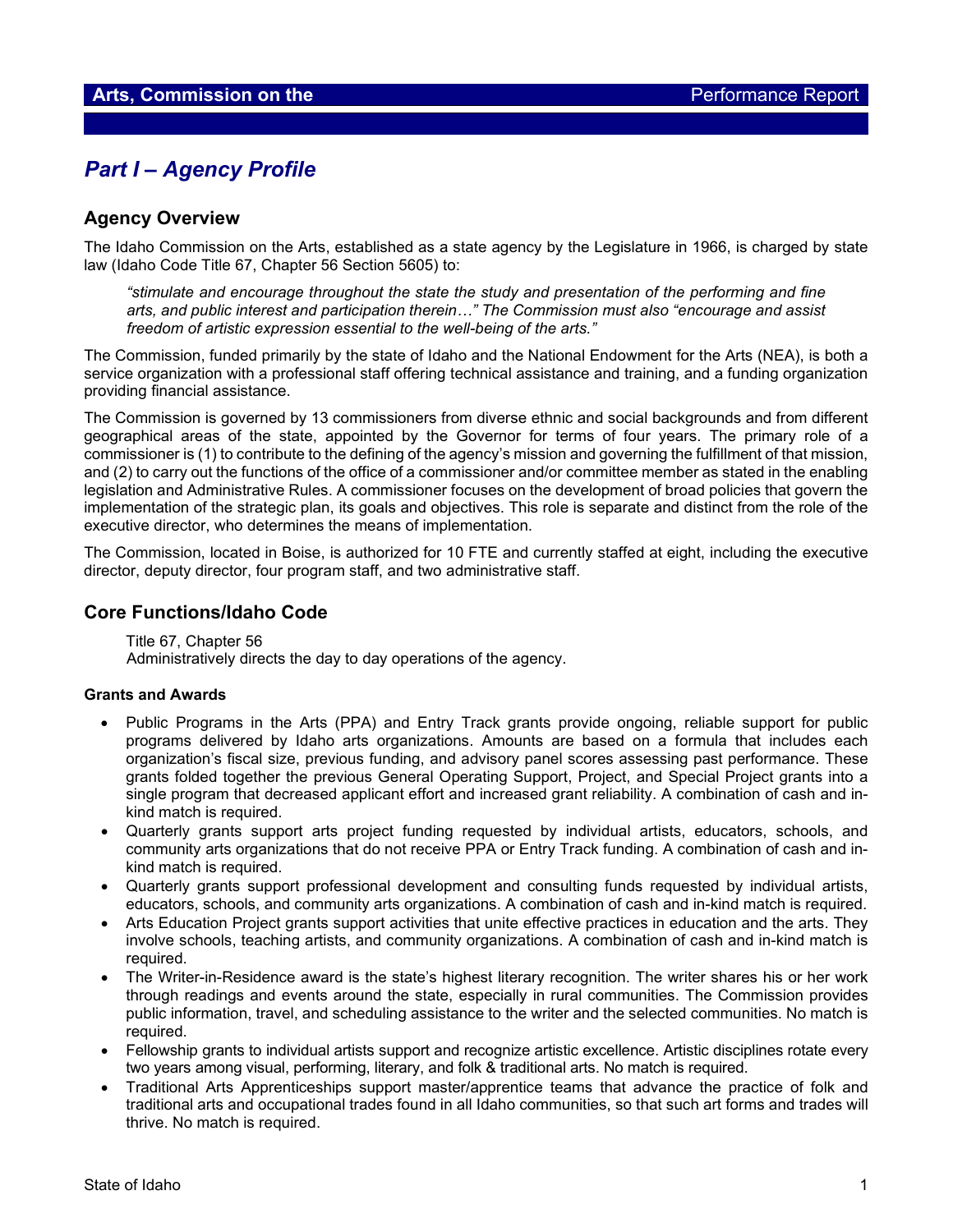# Part I – Agency Profile

## Agency Overview

The Idaho Commission on the Arts, established as a state agency by the Legislature in 1966, is charged by state law (Idaho Code Title 67, Chapter 56 Section 5605) to:

> *"stimulate and encourage throughout the state the study and presentation of the performing and fine arts, and public interest and participation therein…" The Commission must also "encourage and assist freedom of artistic expression essential to the well-being of the arts."*

The Commission, funded primarily by the state of Idaho and the National Endowment for the Arts (NEA), is both a service organization with a professional staff offering technical assistance and training, and a funding organization providing financial assistance.

The Commission is governed by 13 commissioners from diverse ethnic and social backgrounds and from different geographical areas of the state, appointed by the Governor for terms of four years. The primary role of a commissioner is (1) to contribute to the defining of the agency's mission and governing the fulfillment of that mission, and (2) to carry out the functions of the office of a commissioner and/or committee member as stated in the enabling legislation and Administrative Rules. A commissioner focuses on the development of broad policies that govern the implementation of the strategic plan, its goals and objectives. This role is separate and distinct from the role of the executive director, who determines the means of implementation.

The Commission, located in Boise, is authorized for 10 FTE and currently staffed at eight, including the executive director, deputy director, four program staff, and two administrative staff.

## Core Functions/Idaho Code

Title 67, Chapter 56
Administratively directs the day to day operations of the agency.

**Grants and Awards**

- Public Programs in the Arts (PPA) and Entry Track grants provide ongoing, reliable support for public programs delivered by Idaho arts organizations. Amounts are based on a formula that includes each organization's fiscal size, previous funding, and advisory panel scores assessing past performance. These grants folded together the previous General Operating Support, Project, and Special Project grants into a single program that decreased applicant effort and increased grant reliability. A combination of cash and in-kind match is required.
- Quarterly grants support arts project funding requested by individual artists, educators, schools, and community arts organizations that do not receive PPA or Entry Track funding. A combination of cash and in-kind match is required.
- Quarterly grants support professional development and consulting funds requested by individual artists, educators, schools, and community arts organizations. A combination of cash and in-kind match is required.
- Arts Education Project grants support activities that unite effective practices in education and the arts. They involve schools, teaching artists, and community organizations. A combination of cash and in-kind match is required.
- The Writer-in-Residence award is the state's highest literary recognition. The writer shares his or her work through readings and events around the state, especially in rural communities. The Commission provides public information, travel, and scheduling assistance to the writer and the selected communities. No match is required.
- Fellowship grants to individual artists support and recognize artistic excellence. Artistic disciplines rotate every two years among visual, performing, literary, and folk & traditional arts. No match is required.
- Traditional Arts Apprenticeships support master/apprentice teams that advance the practice of folk and traditional arts and occupational trades found in all Idaho communities, so that such art forms and trades will thrive. No match is required.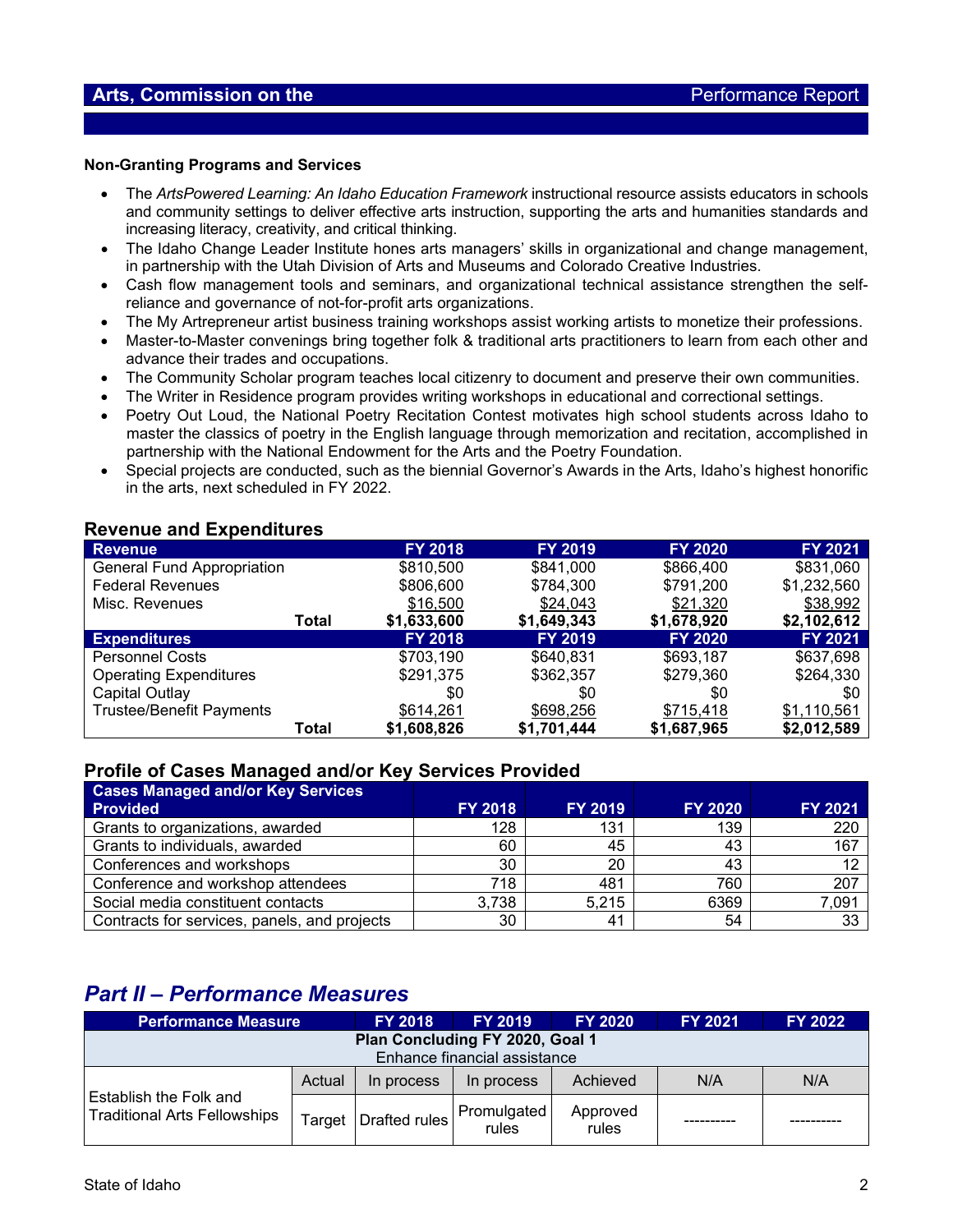**Non-Granting Programs and Services**

- The *ArtsPowered Learning: An Idaho Education Framework* instructional resource assists educators in schools and community settings to deliver effective arts instruction, supporting the arts and humanities standards and increasing literacy, creativity, and critical thinking.
- The Idaho Change Leader Institute hones arts managers' skills in organizational and change management, in partnership with the Utah Division of Arts and Museums and Colorado Creative Industries.
- Cash flow management tools and seminars, and organizational technical assistance strengthen the self-reliance and governance of not-for-profit arts organizations.
- The My Artrepreneur artist business training workshops assist working artists to monetize their professions.
- Master-to-Master convenings bring together folk & traditional arts practitioners to learn from each other and advance their trades and occupations.
- The Community Scholar program teaches local citizenry to document and preserve their own communities.
- The Writer in Residence program provides writing workshops in educational and correctional settings.
- Poetry Out Loud, the National Poetry Recitation Contest motivates high school students across Idaho to master the classics of poetry in the English language through memorization and recitation, accomplished in partnership with the National Endowment for the Arts and the Poetry Foundation.
- Special projects are conducted, such as the biennial Governor's Awards in the Arts, Idaho's highest honorific in the arts, next scheduled in FY 2022.

## Revenue and Expenditures

| Revenue | | FY 2018 | FY 2019 | FY 2020 | FY 2021 |
|---|---|---|---|---|---|
| General Fund Appropriation | | $810,500 | $841,000 | $866,400 | $831,060 |
| Federal Revenues | | $806,600 | $784,300 | $791,200 | $1,232,560 |
| Misc. Revenues | | $16,500 | $24,043 | $21,320 | $38,992 |
| | **Total** | **$1,633,600** | **$1,649,343** | **$1,678,920** | **$2,102,612** |
| **Expenditures** | | **FY 2018** | **FY 2019** | **FY 2020** | **FY 2021** |
| Personnel Costs | | $703,190 | $640,831 | $693,187 | $637,698 |
| Operating Expenditures | | $291,375 | $362,357 | $279,360 | $264,330 |
| Capital Outlay | | $0 | $0 | $0 | $0 |
| Trustee/Benefit Payments | | $614,261 | $698,256 | $715,418 | $1,110,561 |
| | **Total** | **$1,608,826** | **$1,701,444** | **$1,687,965** | **$2,012,589** |

## Profile of Cases Managed and/or Key Services Provided

| Cases Managed and/or Key Services Provided | FY 2018 | FY 2019 | FY 2020 | FY 2021 |
|---|---|---|---|---|
| Grants to organizations, awarded | 128 | 131 | 139 | 220 |
| Grants to individuals, awarded | 60 | 45 | 43 | 167 |
| Conferences and workshops | 30 | 20 | 43 | 12 |
| Conference and workshop attendees | 718 | 481 | 760 | 207 |
| Social media constituent contacts | 3,738 | 5,215 | 6369 | 7,091 |
| Contracts for services, panels, and projects | 30 | 41 | 54 | 33 |

# *Part II – Performance Measures*

| Performance Measure | | FY 2018 | FY 2019 | FY 2020 | FY 2021 | FY 2022 |
|---|---|---|---|---|---|---|
| **Plan Concluding FY 2020, Goal 1** Enhance financial assistance | | | | | | |
| Establish the Folk and Traditional Arts Fellowships | Actual | In process | In process | Achieved | N/A | N/A |
| | Target | Drafted rules | Promulgated rules | Approved rules | ---------- | ---------- |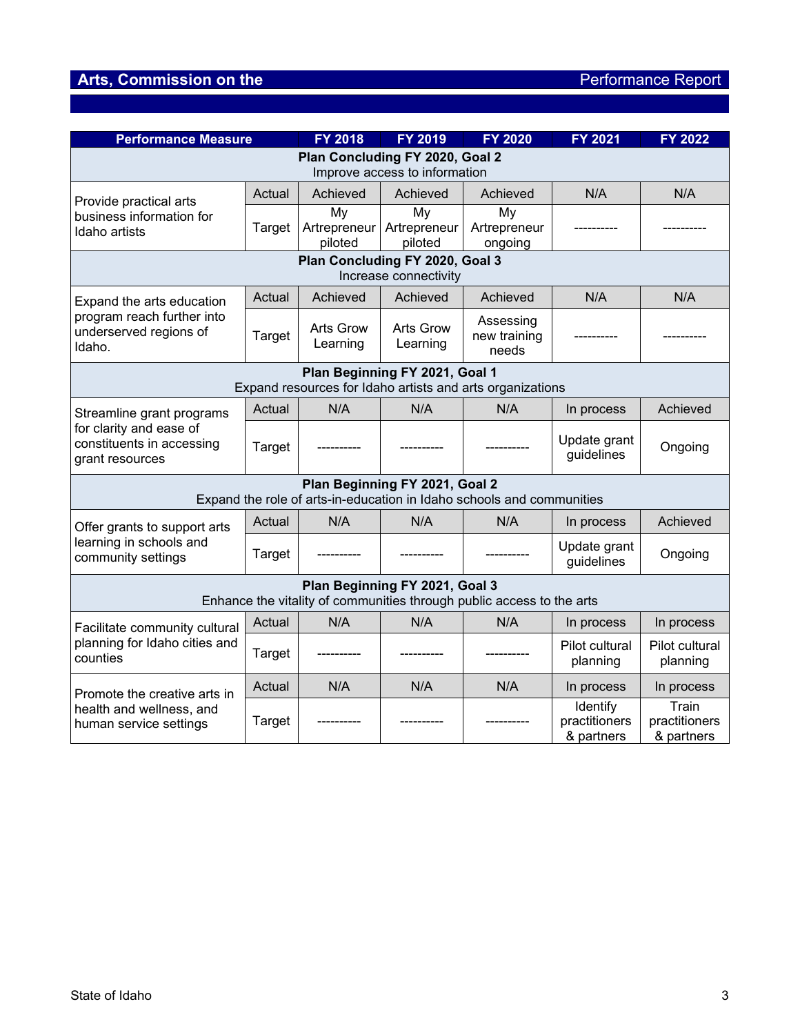## Arts, Commission on the — Performance Report

| Performance Measure | | FY 2018 | FY 2019 | FY 2020 | FY 2021 | FY 2022 |
|---|---|---|---|---|---|---|
| **Plan Concluding FY 2020, Goal 2** Improve access to information | | | | | | |
| Provide practical arts business information for Idaho artists | Actual | Achieved | Achieved | Achieved | N/A | N/A |
| | Target | My Artrepreneur piloted | My Artrepreneur piloted | My Artrepreneur ongoing | ---------- | ---------- |
| **Plan Concluding FY 2020, Goal 3** Increase connectivity | | | | | | |
| Expand the arts education program reach further into underserved regions of Idaho. | Actual | Achieved | Achieved | Achieved | N/A | N/A |
| | Target | Arts Grow Learning | Arts Grow Learning | Assessing new training needs | ---------- | ---------- |
| **Plan Beginning FY 2021, Goal 1** Expand resources for Idaho artists and arts organizations | | | | | | |
| Streamline grant programs for clarity and ease of constituents in accessing grant resources | Actual | N/A | N/A | N/A | In process | Achieved |
| | Target | ---------- | ---------- | ---------- | Update grant guidelines | Ongoing |
| **Plan Beginning FY 2021, Goal 2** Expand the role of arts-in-education in Idaho schools and communities | | | | | | |
| Offer grants to support arts learning in schools and community settings | Actual | N/A | N/A | N/A | In process | Achieved |
| | Target | ---------- | ---------- | ---------- | Update grant guidelines | Ongoing |
| **Plan Beginning FY 2021, Goal 3** Enhance the vitality of communities through public access to the arts | | | | | | |
| Facilitate community cultural planning for Idaho cities and counties | Actual | N/A | N/A | N/A | In process | In process |
| | Target | ---------- | ---------- | ---------- | Pilot cultural planning | Pilot cultural planning |
| Promote the creative arts in health and wellness, and human service settings | Actual | N/A | N/A | N/A | In process | In process |
| | Target | ---------- | ---------- | ---------- | Identify practitioners & partners | Train practitioners & partners |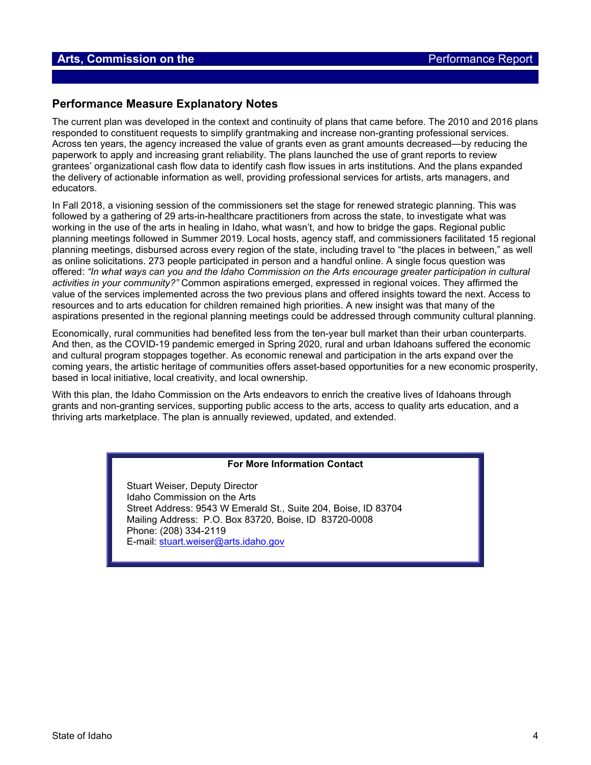## Performance Measure Explanatory Notes

The current plan was developed in the context and continuity of plans that came before. The 2010 and 2016 plans responded to constituent requests to simplify grantmaking and increase non-granting professional services. Across ten years, the agency increased the value of grants even as grant amounts decreased—by reducing the paperwork to apply and increasing grant reliability. The plans launched the use of grant reports to review grantees' organizational cash flow data to identify cash flow issues in arts institutions. And the plans expanded the delivery of actionable information as well, providing professional services for artists, arts managers, and educators.

In Fall 2018, a visioning session of the commissioners set the stage for renewed strategic planning. This was followed by a gathering of 29 arts-in-healthcare practitioners from across the state, to investigate what was working in the use of the arts in healing in Idaho, what wasn't, and how to bridge the gaps. Regional public planning meetings followed in Summer 2019. Local hosts, agency staff, and commissioners facilitated 15 regional planning meetings, disbursed across every region of the state, including travel to "the places in between," as well as online solicitations. 273 people participated in person and a handful online. A single focus question was offered: *"In what ways can you and the Idaho Commission on the Arts encourage greater participation in cultural activities in your community?"* Common aspirations emerged, expressed in regional voices. They affirmed the value of the services implemented across the two previous plans and offered insights toward the next. Access to resources and to arts education for children remained high priorities. A new insight was that many of the aspirations presented in the regional planning meetings could be addressed through community cultural planning.

Economically, rural communities had benefited less from the ten-year bull market than their urban counterparts. And then, as the COVID-19 pandemic emerged in Spring 2020, rural and urban Idahoans suffered the economic and cultural program stoppages together. As economic renewal and participation in the arts expand over the coming years, the artistic heritage of communities offers asset-based opportunities for a new economic prosperity, based in local initiative, local creativity, and local ownership.

With this plan, the Idaho Commission on the Arts endeavors to enrich the creative lives of Idahoans through grants and non-granting services, supporting public access to the arts, access to quality arts education, and a thriving arts marketplace. The plan is annually reviewed, updated, and extended.

**For More Information Contact**

Stuart Weiser, Deputy Director
Idaho Commission on the Arts
Street Address: 9543 W Emerald St., Suite 204, Boise, ID 83704
Mailing Address: P.O. Box 83720, Boise, ID 83720-0008
Phone: (208) 334-2119
E-mail: stuart.weiser@arts.idaho.gov